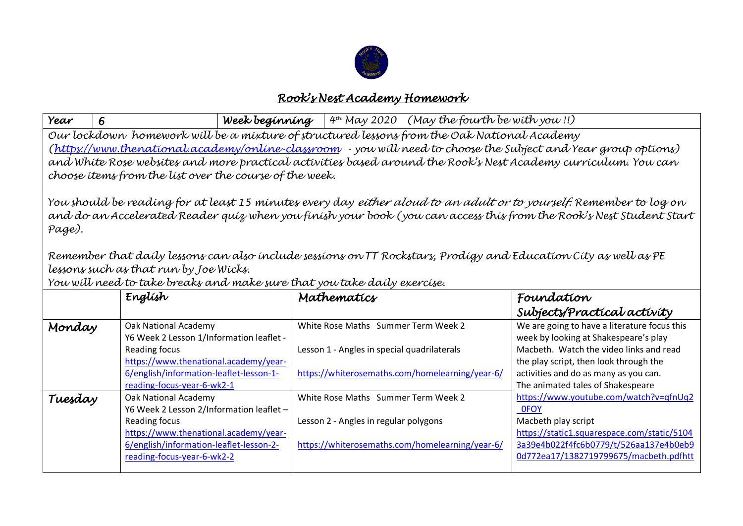# Rook's Nest Academy Homework

| Year | 6 | Week beginning | 4th May 2020 (May the fourth be with you !!) |
|---|---|---|---|

Our lockdown homework will be a mixture of structured lessons from the Oak National Academy (https://www.thenational.academy/online-classroom - you will need to choose the Subject and Year group options) and White Rose websites and more practical activities based around the Rook's Nest Academy curriculum. You can choose items from the list over the course of the week.

You should be reading for at least 15 minutes every day either aloud to an adult or to yourself. Remember to log on and do an Accelerated Reader quiz when you finish your book (you can access this from the Rook's Nest Student Start Page).

Remember that daily lessons can also include sessions on TT Rockstars, Prodigy and Education City as well as PE lessons such as that run by Joe Wicks.

You will need to take breaks and make sure that you take daily exercise.

| | English | Mathematics | Foundation Subjects/Practical activity |
|---|---|---|---|
| Monday | Oak National Academy<br>Y6 Week 2 Lesson 1/Information leaflet - Reading focus<br>https://www.thenational.academy/year-6/english/information-leaflet-lesson-1-reading-focus-year-6-wk2-1 | White Rose Maths Summer Term Week 2<br><br>Lesson 1 - Angles in special quadrilaterals<br><br>https://whiterosemaths.com/homelearning/year-6/ | We are going to have a literature focus this week by looking at Shakespeare's play Macbeth. Watch the video links and read the play script, then look through the activities and do as many as you can.<br>The animated tales of Shakespeare<br>https://www.youtube.com/watch?v=qfnUq2_0FOY<br>Macbeth play script<br>https://static1.squarespace.com/static/51043a39e4b022f4fc6b0779/t/526aa137e4b0eb90d772ea17/1382719799675/macbeth.pdfhtt |
| Tuesday | Oak National Academy<br>Y6 Week 2 Lesson 2/Information leaflet – Reading focus<br>https://www.thenational.academy/year-6/english/information-leaflet-lesson-2-reading-focus-year-6-wk2-2 | White Rose Maths Summer Term Week 2<br><br>Lesson 2 - Angles in regular polygons<br><br>https://whiterosemaths.com/homelearning/year-6/ | |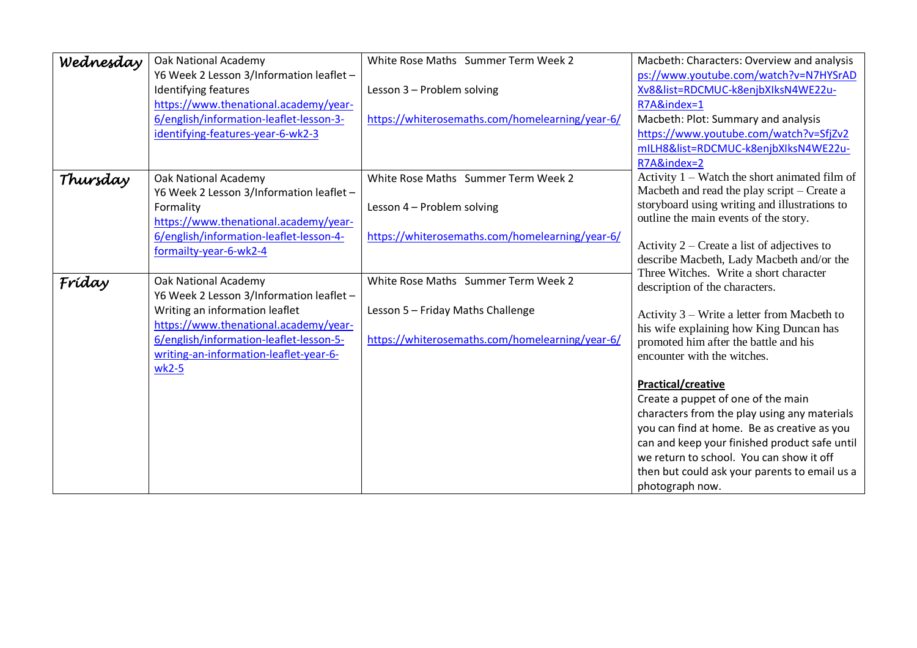| | | | |
|---|---|---|---|
| *Wednesday* | Oak National Academy<br>Y6 Week 2 Lesson 3/Information leaflet – Identifying features<br>https://www.thenational.academy/year-6/english/information-leaflet-lesson-3-identifying-features-year-6-wk2-3 | White Rose Maths Summer Term Week 2<br><br>Lesson 3 – Problem solving<br><br>https://whiterosemaths.com/homelearning/year-6/ | Macbeth: Characters: Overview and analysis<br>ps://www.youtube.com/watch?v=N7HYSrADXv8&list=RDCMUC-k8enjbXIksN4WE22u-R7A&index=1<br>Macbeth: Plot: Summary and analysis<br>https://www.youtube.com/watch?v=SfjZv2mILH8&list=RDCMUC-k8enjbXIksN4WE22u-R7A&index=2<br>Activity 1 – Watch the short animated film of Macbeth and read the play script – Create a storyboard using writing and illustrations to outline the main events of the story.<br><br>Activity 2 – Create a list of adjectives to describe Macbeth, Lady Macbeth and/or the Three Witches. Write a short character description of the characters.<br><br>Activity 3 – Write a letter from Macbeth to his wife explaining how King Duncan has promoted him after the battle and his encounter with the witches.<br><br>**Practical/creative**<br>Create a puppet of one of the main characters from the play using any materials you can find at home. Be as creative as you can and keep your finished product safe until we return to school. You can show it off then but could ask your parents to email us a photograph now. |
| *Thursday* | Oak National Academy<br>Y6 Week 2 Lesson 3/Information leaflet – Formality<br>https://www.thenational.academy/year-6/english/information-leaflet-lesson-4-formailty-year-6-wk2-4 | White Rose Maths Summer Term Week 2<br><br>Lesson 4 – Problem solving<br><br>https://whiterosemaths.com/homelearning/year-6/ | |
| *Friday* | Oak National Academy<br>Y6 Week 2 Lesson 3/Information leaflet – Writing an information leaflet<br>https://www.thenational.academy/year-6/english/information-leaflet-lesson-5-writing-an-information-leaflet-year-6-wk2-5 | White Rose Maths Summer Term Week 2<br><br>Lesson 5 – Friday Maths Challenge<br><br>https://whiterosemaths.com/homelearning/year-6/ | |